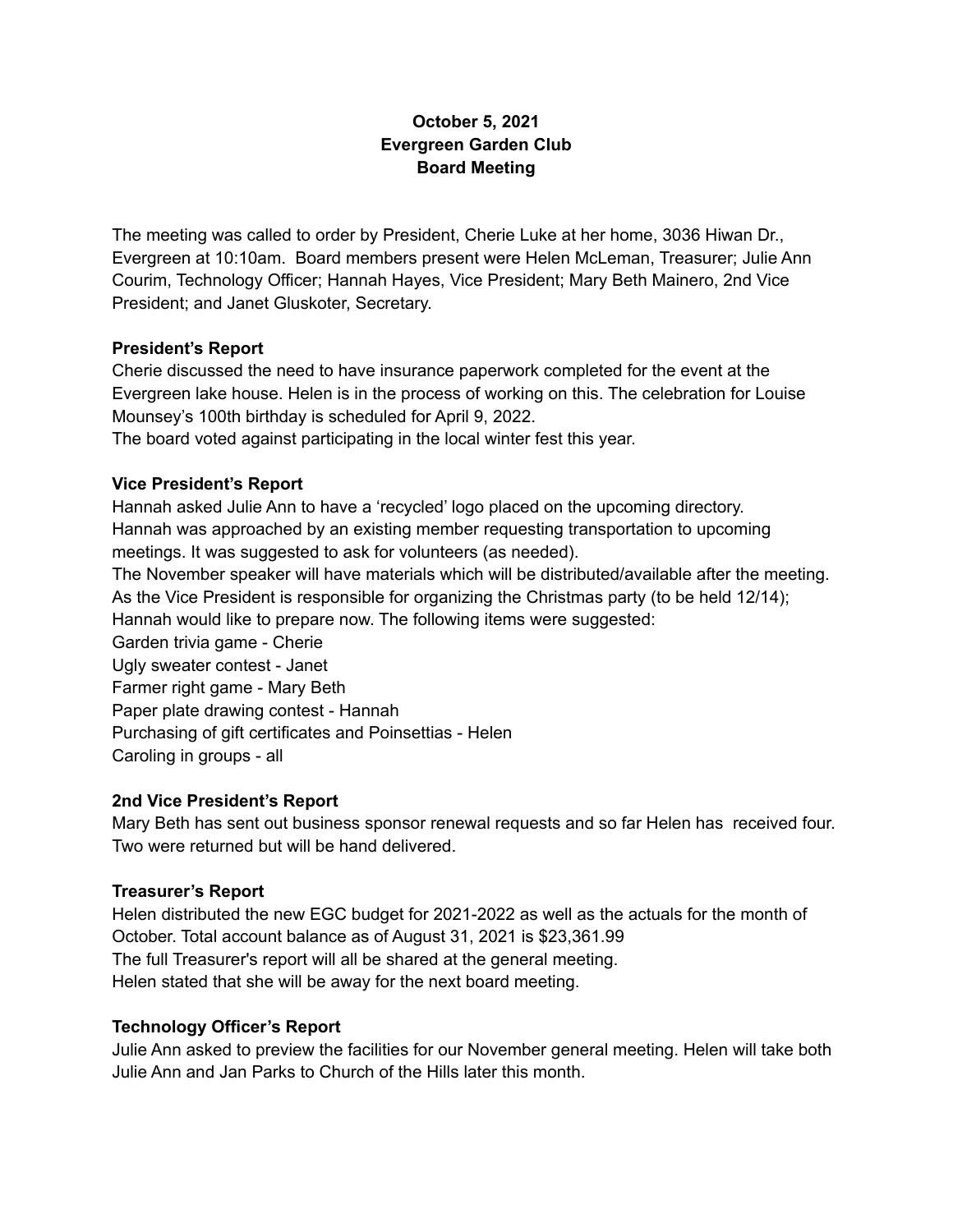**October 5, 2021**
**Evergreen Garden Club**
**Board Meeting**

The meeting was called to order by President, Cherie Luke at her home, 3036 Hiwan Dr., Evergreen at 10:10am. Board members present were Helen McLeman, Treasurer; Julie Ann Courim, Technology Officer; Hannah Hayes, Vice President; Mary Beth Mainero, 2nd Vice President; and Janet Gluskoter, Secretary.

**President's Report**

Cherie discussed the need to have insurance paperwork completed for the event at the Evergreen lake house. Helen is in the process of working on this. The celebration for Louise Mounsey's 100th birthday is scheduled for April 9, 2022.

The board voted against participating in the local winter fest this year.

**Vice President's Report**

Hannah asked Julie Ann to have a 'recycled' logo placed on the upcoming directory.

Hannah was approached by an existing member requesting transportation to upcoming meetings. It was suggested to ask for volunteers (as needed).

The November speaker will have materials which will be distributed/available after the meeting.

As the Vice President is responsible for organizing the Christmas party (to be held 12/14); Hannah would like to prepare now. The following items were suggested:

Garden trivia game - Cherie
Ugly sweater contest - Janet
Farmer right game - Mary Beth
Paper plate drawing contest - Hannah
Purchasing of gift certificates and Poinsettias - Helen
Caroling in groups - all

**2nd Vice President's Report**

Mary Beth has sent out business sponsor renewal requests and so far Helen has received four. Two were returned but will be hand delivered.

**Treasurer's Report**

Helen distributed the new EGC budget for 2021-2022 as well as the actuals for the month of October. Total account balance as of August 31, 2021 is $23,361.99

The full Treasurer's report will all be shared at the general meeting.

Helen stated that she will be away for the next board meeting.

**Technology Officer's Report**

Julie Ann asked to preview the facilities for our November general meeting. Helen will take both Julie Ann and Jan Parks to Church of the Hills later this month.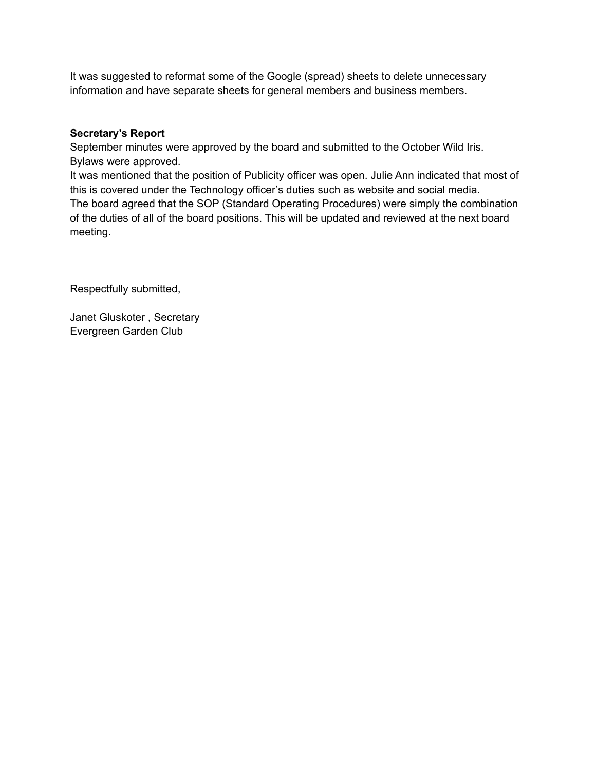It was suggested to reformat some of the Google (spread) sheets to delete unnecessary information and have separate sheets for general members and business members.

**Secretary's Report**

September minutes were approved by the board and submitted to the October Wild Iris.
Bylaws were approved.
It was mentioned that the position of Publicity officer was open. Julie Ann indicated that most of this is covered under the Technology officer's duties such as website and social media.
The board agreed that the SOP (Standard Operating Procedures) were simply the combination of the duties of all of the board positions. This will be updated and reviewed at the next board meeting.

Respectfully submitted,

Janet Gluskoter , Secretary
Evergreen Garden Club